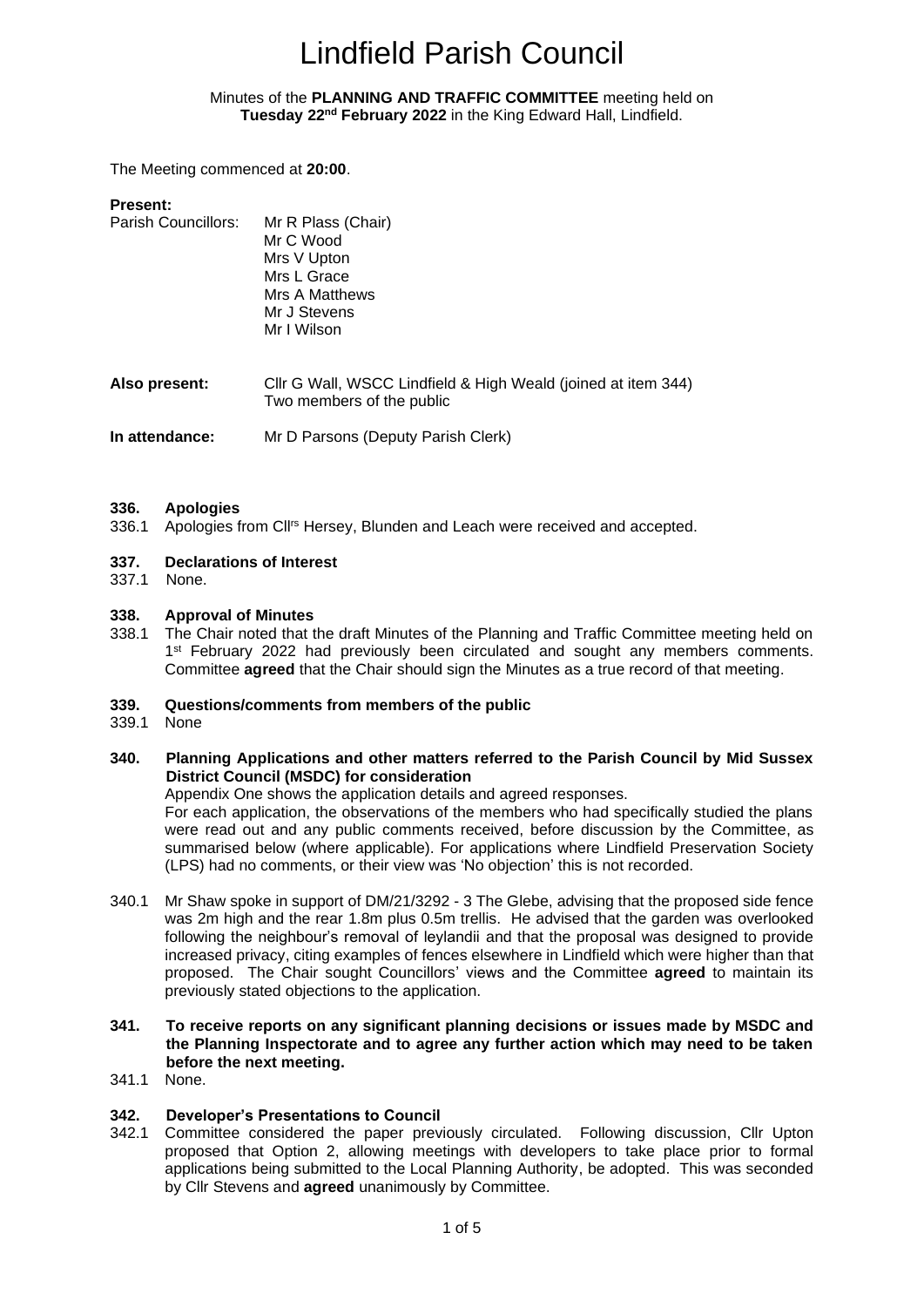# Lindfield Parish Council

Minutes of the **PLANNING AND TRAFFIC COMMITTEE** meeting held on **Tuesday 22nd February 2022** in the King Edward Hall, Lindfield.

The Meeting commenced at **20:00**.

**Present:**

Parish Councillors: Mr R Plass (Chair)
Mr C Wood
Mrs V Upton
Mrs L Grace
Mrs A Matthews
Mr J Stevens
Mr I Wilson

**Also present:** Cllr G Wall, WSCC Lindfield & High Weald (joined at item 344)
Two members of the public

**In attendance:** Mr D Parsons (Deputy Parish Clerk)

**336. Apologies**

336.1 Apologies from Cllrs Hersey, Blunden and Leach were received and accepted.

**337. Declarations of Interest**

337.1 None.

**338. Approval of Minutes**

338.1 The Chair noted that the draft Minutes of the Planning and Traffic Committee meeting held on 1st February 2022 had previously been circulated and sought any members comments. Committee **agreed** that the Chair should sign the Minutes as a true record of that meeting.

**339. Questions/comments from members of the public**

339.1 None

**340. Planning Applications and other matters referred to the Parish Council by Mid Sussex District Council (MSDC) for consideration**

Appendix One shows the application details and agreed responses.

For each application, the observations of the members who had specifically studied the plans were read out and any public comments received, before discussion by the Committee, as summarised below (where applicable). For applications where Lindfield Preservation Society (LPS) had no comments, or their view was 'No objection' this is not recorded.

340.1 Mr Shaw spoke in support of DM/21/3292 - 3 The Glebe, advising that the proposed side fence was 2m high and the rear 1.8m plus 0.5m trellis. He advised that the garden was overlooked following the neighbour's removal of leylandii and that the proposal was designed to provide increased privacy, citing examples of fences elsewhere in Lindfield which were higher than that proposed. The Chair sought Councillors' views and the Committee **agreed** to maintain its previously stated objections to the application.

**341. To receive reports on any significant planning decisions or issues made by MSDC and the Planning Inspectorate and to agree any further action which may need to be taken before the next meeting.**

341.1 None.

**342. Developer's Presentations to Council**

342.1 Committee considered the paper previously circulated. Following discussion, Cllr Upton proposed that Option 2, allowing meetings with developers to take place prior to formal applications being submitted to the Local Planning Authority, be adopted. This was seconded by Cllr Stevens and **agreed** unanimously by Committee.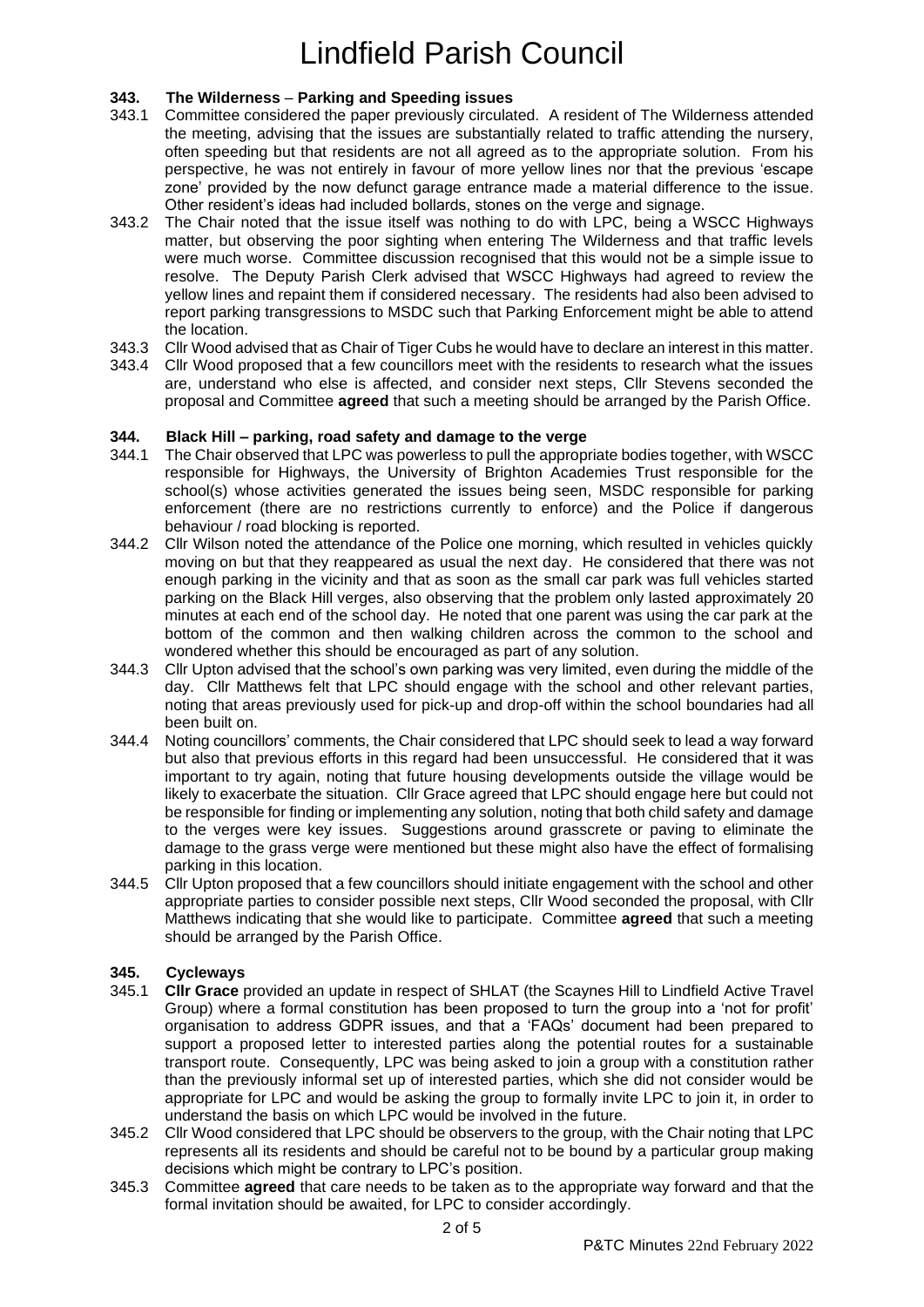### 343. The Wilderness – Parking and Speeding issues

343.1 Committee considered the paper previously circulated. A resident of The Wilderness attended the meeting, advising that the issues are substantially related to traffic attending the nursery, often speeding but that residents are not all agreed as to the appropriate solution. From his perspective, he was not entirely in favour of more yellow lines nor that the previous 'escape zone' provided by the now defunct garage entrance made a material difference to the issue. Other resident's ideas had included bollards, stones on the verge and signage.

343.2 The Chair noted that the issue itself was nothing to do with LPC, being a WSCC Highways matter, but observing the poor sighting when entering The Wilderness and that traffic levels were much worse. Committee discussion recognised that this would not be a simple issue to resolve. The Deputy Parish Clerk advised that WSCC Highways had agreed to review the yellow lines and repaint them if considered necessary. The residents had also been advised to report parking transgressions to MSDC such that Parking Enforcement might be able to attend the location.

343.3 Cllr Wood advised that as Chair of Tiger Cubs he would have to declare an interest in this matter.

343.4 Cllr Wood proposed that a few councillors meet with the residents to research what the issues are, understand who else is affected, and consider next steps, Cllr Stevens seconded the proposal and Committee **agreed** that such a meeting should be arranged by the Parish Office.

### 344. Black Hill – parking, road safety and damage to the verge

344.1 The Chair observed that LPC was powerless to pull the appropriate bodies together, with WSCC responsible for Highways, the University of Brighton Academies Trust responsible for the school(s) whose activities generated the issues being seen, MSDC responsible for parking enforcement (there are no restrictions currently to enforce) and the Police if dangerous behaviour / road blocking is reported.

344.2 Cllr Wilson noted the attendance of the Police one morning, which resulted in vehicles quickly moving on but that they reappeared as usual the next day. He considered that there was not enough parking in the vicinity and that as soon as the small car park was full vehicles started parking on the Black Hill verges, also observing that the problem only lasted approximately 20 minutes at each end of the school day. He noted that one parent was using the car park at the bottom of the common and then walking children across the common to the school and wondered whether this should be encouraged as part of any solution.

344.3 Cllr Upton advised that the school's own parking was very limited, even during the middle of the day. Cllr Matthews felt that LPC should engage with the school and other relevant parties, noting that areas previously used for pick-up and drop-off within the school boundaries had all been built on.

344.4 Noting councillors' comments, the Chair considered that LPC should seek to lead a way forward but also that previous efforts in this regard had been unsuccessful. He considered that it was important to try again, noting that future housing developments outside the village would be likely to exacerbate the situation. Cllr Grace agreed that LPC should engage here but could not be responsible for finding or implementing any solution, noting that both child safety and damage to the verges were key issues. Suggestions around grasscrete or paving to eliminate the damage to the grass verge were mentioned but these might also have the effect of formalising parking in this location.

344.5 Cllr Upton proposed that a few councillors should initiate engagement with the school and other appropriate parties to consider possible next steps, Cllr Wood seconded the proposal, with Cllr Matthews indicating that she would like to participate. Committee **agreed** that such a meeting should be arranged by the Parish Office.

### 345. Cycleways

345.1 **Cllr Grace** provided an update in respect of SHLAT (the Scaynes Hill to Lindfield Active Travel Group) where a formal constitution has been proposed to turn the group into a 'not for profit' organisation to address GDPR issues, and that a 'FAQs' document had been prepared to support a proposed letter to interested parties along the potential routes for a sustainable transport route. Consequently, LPC was being asked to join a group with a constitution rather than the previously informal set up of interested parties, which she did not consider would be appropriate for LPC and would be asking the group to formally invite LPC to join it, in order to understand the basis on which LPC would be involved in the future.

345.2 Cllr Wood considered that LPC should be observers to the group, with the Chair noting that LPC represents all its residents and should be careful not to be bound by a particular group making decisions which might be contrary to LPC's position.

345.3 Committee **agreed** that care needs to be taken as to the appropriate way forward and that the formal invitation should be awaited, for LPC to consider accordingly.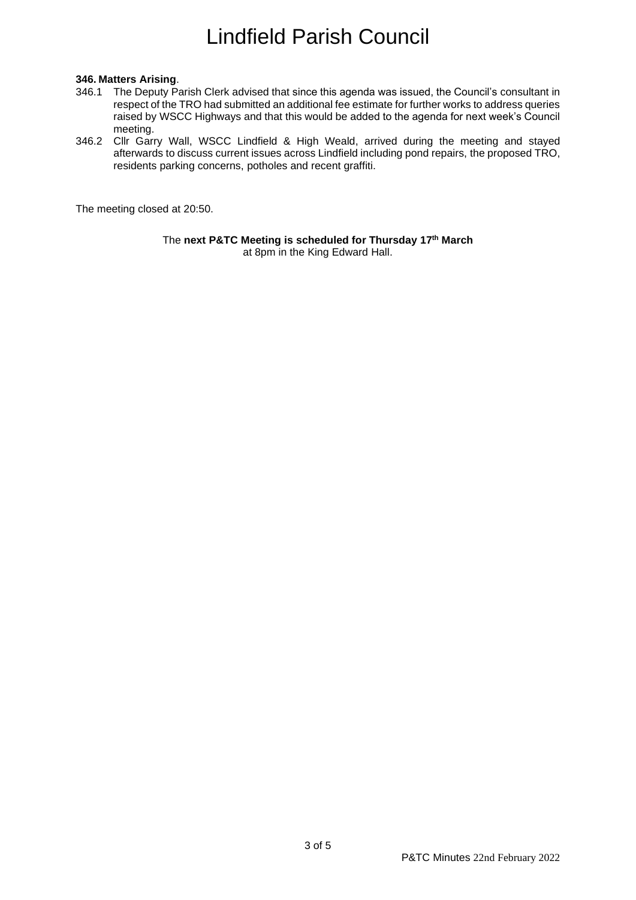**346. Matters Arising**.

346.1 The Deputy Parish Clerk advised that since this agenda was issued, the Council's consultant in respect of the TRO had submitted an additional fee estimate for further works to address queries raised by WSCC Highways and that this would be added to the agenda for next week's Council meeting.

346.2 Cllr Garry Wall, WSCC Lindfield & High Weald, arrived during the meeting and stayed afterwards to discuss current issues across Lindfield including pond repairs, the proposed TRO, residents parking concerns, potholes and recent graffiti.

The meeting closed at 20:50.

The **next P&TC Meeting is scheduled for Thursday 17th March** at 8pm in the King Edward Hall.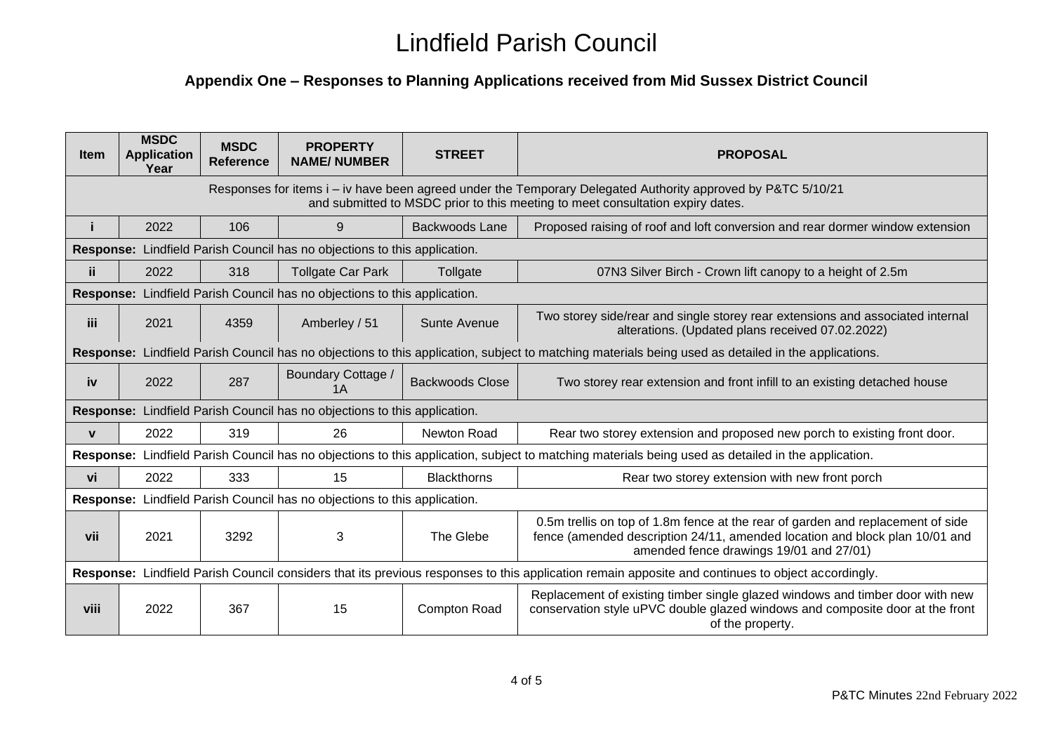# Lindfield Parish Council

## Appendix One – Responses to Planning Applications received from Mid Sussex District Council

| Item | MSDC Application Year | MSDC Reference | PROPERTY NAME/ NUMBER | STREET | PROPOSAL |
|---|---|---|---|---|---|
| Responses for items i – iv have been agreed under the Temporary Delegated Authority approved by P&TC 5/10/21 and submitted to MSDC prior to this meeting to meet consultation expiry dates. | | | | | |
| i | 2022 | 106 | 9 | Backwoods Lane | Proposed raising of roof and loft conversion and rear dormer window extension |
| **Response:** Lindfield Parish Council has no objections to this application. | | | | | |
| ii | 2022 | 318 | Tollgate Car Park | Tollgate | 07N3 Silver Birch - Crown lift canopy to a height of 2.5m |
| **Response:** Lindfield Parish Council has no objections to this application. | | | | | |
| iii | 2021 | 4359 | Amberley / 51 | Sunte Avenue | Two storey side/rear and single storey rear extensions and associated internal alterations. (Updated plans received 07.02.2022) |
| **Response:** Lindfield Parish Council has no objections to this application, subject to matching materials being used as detailed in the applications. | | | | | |
| iv | 2022 | 287 | Boundary Cottage / 1A | Backwoods Close | Two storey rear extension and front infill to an existing detached house |
| **Response:** Lindfield Parish Council has no objections to this application. | | | | | |
| v | 2022 | 319 | 26 | Newton Road | Rear two storey extension and proposed new porch to existing front door. |
| **Response:** Lindfield Parish Council has no objections to this application, subject to matching materials being used as detailed in the application. | | | | | |
| vi | 2022 | 333 | 15 | Blackthorns | Rear two storey extension with new front porch |
| **Response:** Lindfield Parish Council has no objections to this application. | | | | | |
| vii | 2021 | 3292 | 3 | The Glebe | 0.5m trellis on top of 1.8m fence at the rear of garden and replacement of side fence (amended description 24/11, amended location and block plan 10/01 and amended fence drawings 19/01 and 27/01) |
| **Response:** Lindfield Parish Council considers that its previous responses to this application remain apposite and continues to object accordingly. | | | | | |
| viii | 2022 | 367 | 15 | Compton Road | Replacement of existing timber single glazed windows and timber door with new conservation style uPVC double glazed windows and composite door at the front of the property. |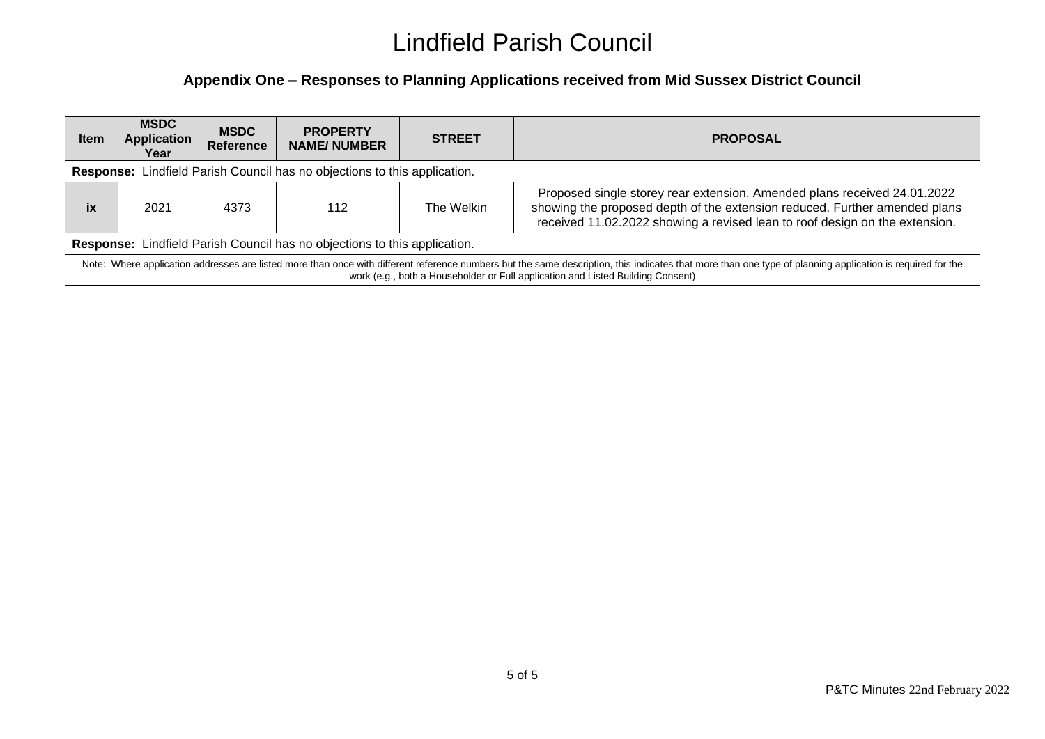# Lindfield Parish Council

### Appendix One – Responses to Planning Applications received from Mid Sussex District Council

| Item | MSDC Application Year | MSDC Reference | PROPERTY NAME/ NUMBER | STREET | PROPOSAL |
|---|---|---|---|---|---|
| **Response:** Lindfield Parish Council has no objections to this application. | | | | | |
| **ix** | 2021 | 4373 | 112 | The Welkin | Proposed single storey rear extension. Amended plans received 24.01.2022 showing the proposed depth of the extension reduced. Further amended plans received 11.02.2022 showing a revised lean to roof design on the extension. |
| **Response:** Lindfield Parish Council has no objections to this application. | | | | | |
| Note: Where application addresses are listed more than once with different reference numbers but the same description, this indicates that more than one type of planning application is required for the work (e.g., both a Householder or Full application and Listed Building Consent) | | | | | |